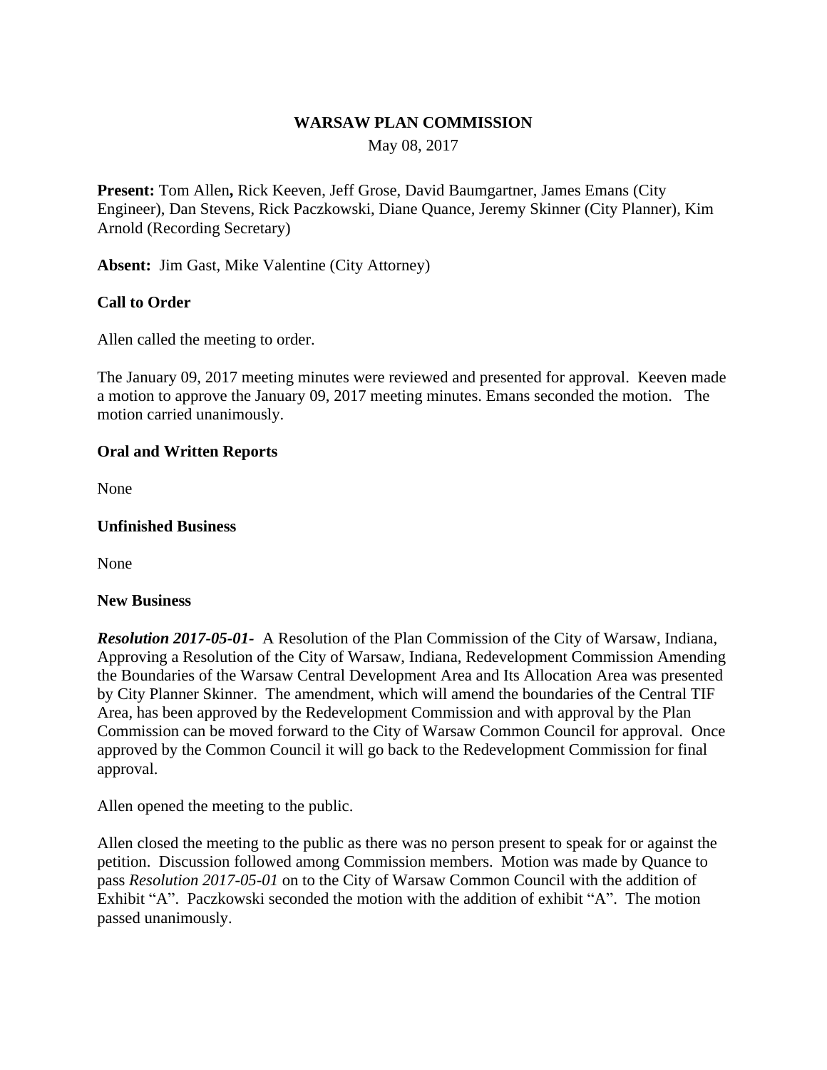# WARSAW PLAN COMMISSION

May 08, 2017

**Present:** Tom Allen**,** Rick Keeven, Jeff Grose, David Baumgartner, James Emans (City Engineer), Dan Stevens, Rick Paczkowski, Diane Quance, Jeremy Skinner (City Planner), Kim Arnold (Recording Secretary)

**Absent:** Jim Gast, Mike Valentine (City Attorney)

**Call to Order**

Allen called the meeting to order.

The January 09, 2017 meeting minutes were reviewed and presented for approval. Keeven made a motion to approve the January 09, 2017 meeting minutes. Emans seconded the motion. The motion carried unanimously.

**Oral and Written Reports**

None

**Unfinished Business**

None

**New Business**

***Resolution 2017-05-01-*** A Resolution of the Plan Commission of the City of Warsaw, Indiana, Approving a Resolution of the City of Warsaw, Indiana, Redevelopment Commission Amending the Boundaries of the Warsaw Central Development Area and Its Allocation Area was presented by City Planner Skinner. The amendment, which will amend the boundaries of the Central TIF Area, has been approved by the Redevelopment Commission and with approval by the Plan Commission can be moved forward to the City of Warsaw Common Council for approval. Once approved by the Common Council it will go back to the Redevelopment Commission for final approval.

Allen opened the meeting to the public.

Allen closed the meeting to the public as there was no person present to speak for or against the petition. Discussion followed among Commission members. Motion was made by Quance to pass *Resolution 2017-05-01* on to the City of Warsaw Common Council with the addition of Exhibit "A". Paczkowski seconded the motion with the addition of exhibit "A". The motion passed unanimously.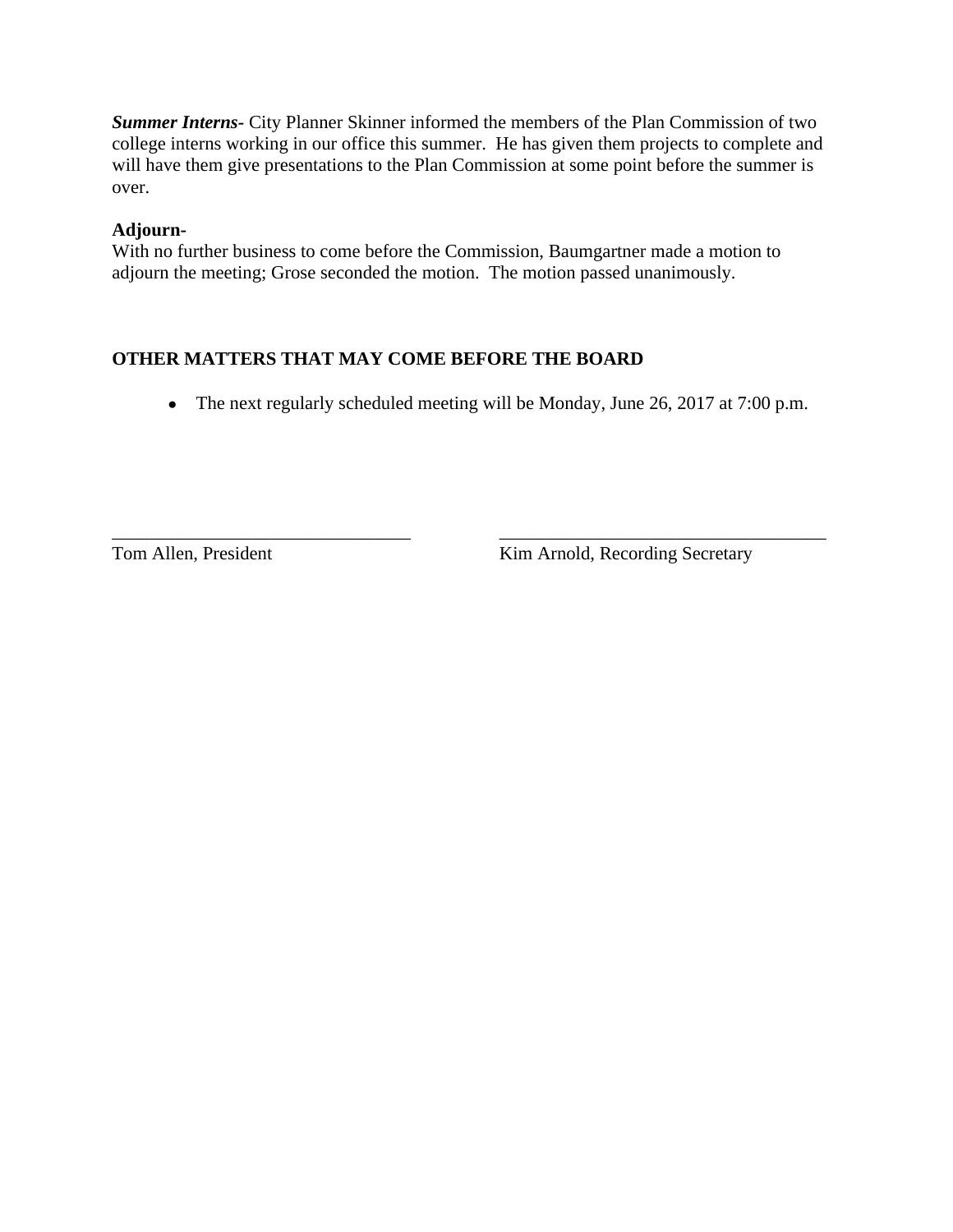***Summer Interns-*** City Planner Skinner informed the members of the Plan Commission of two college interns working in our office this summer. He has given them projects to complete and will have them give presentations to the Plan Commission at some point before the summer is over.

**Adjourn-**
With no further business to come before the Commission, Baumgartner made a motion to adjourn the meeting; Grose seconded the motion. The motion passed unanimously.

**OTHER MATTERS THAT MAY COME BEFORE THE BOARD**

- The next regularly scheduled meeting will be Monday, June 26, 2017 at 7:00 p.m.

_______________________________ Tom Allen, President

__________________________________ Kim Arnold, Recording Secretary